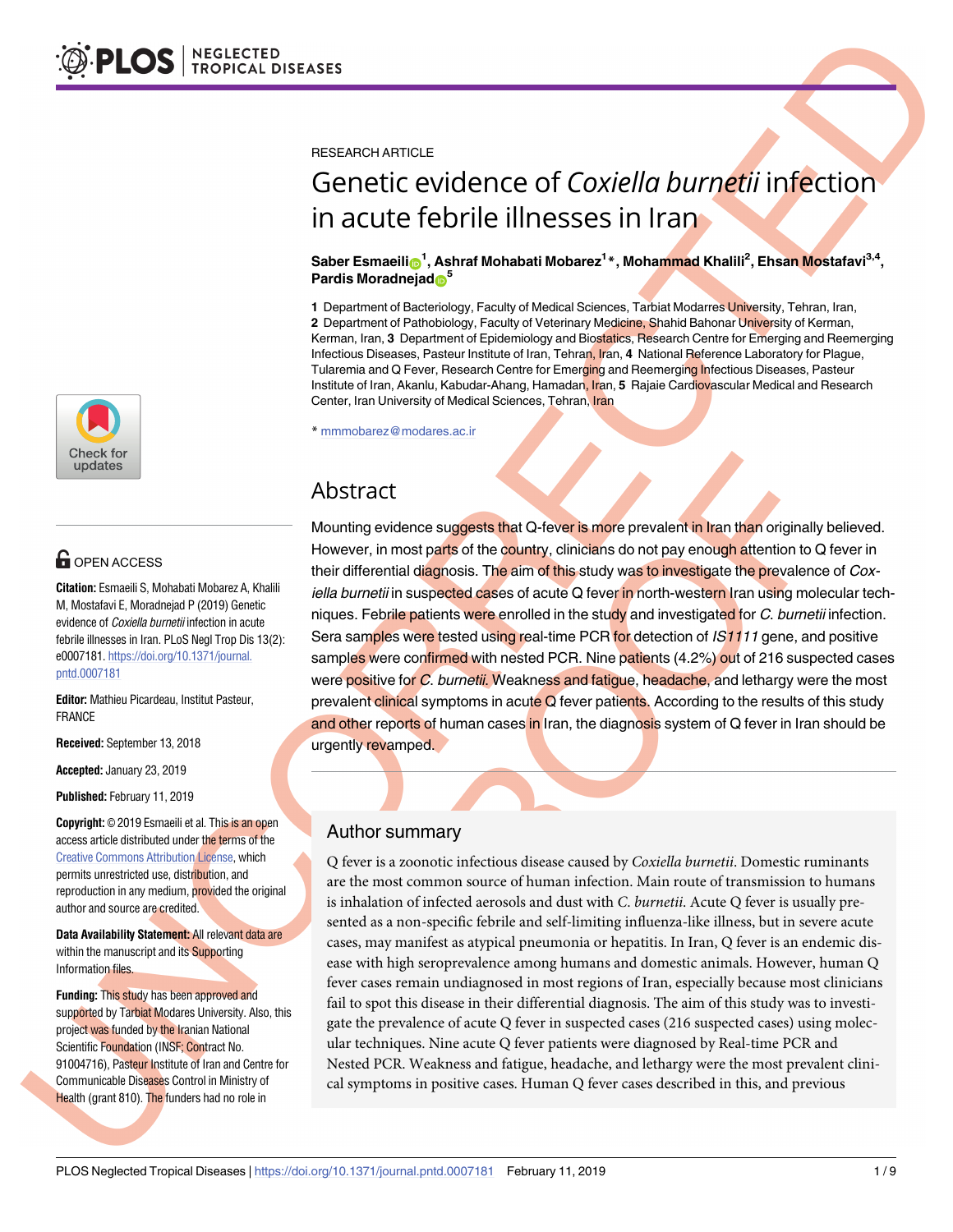RESEARCH ARTICLE

# Genetic evidence of *Coxiella burnetii* infection in acute febrile illnesses in Iran

**Saber Esmaeili[1], Ashraf Mohabati Mobarez[1]*, Mohammad Khalili[2], Ehsan Mostafavi[3,4], Pardis Moradnejad[5]**

**1** Department of Bacteriology, Faculty of Medical Sciences, Tarbiat Modarres University, Tehran, Iran, **2** Department of Pathobiology, Faculty of Veterinary Medicine, Shahid Bahonar University of Kerman, Kerman, Iran, **3** Department of Epidemiology and Biostatics, Research Centre for Emerging and Reemerging Infectious Diseases, Pasteur Institute of Iran, Tehran, Iran, **4** National Reference Laboratory for Plague, Tularemia and Q Fever, Research Centre for Emerging and Reemerging Infectious Diseases, Pasteur Institute of Iran, Akanlu, Kabudar-Ahang, Hamadan, Iran, **5** Rajaie Cardiovascular Medical and Research Center, Iran University of Medical Sciences, Tehran, Iran

* mmmobarez@modares.ac.ir

## Abstract

Mounting evidence suggests that Q-fever is more prevalent in Iran than originally believed. However, in most parts of the country, clinicians do not pay enough attention to Q fever in their differential diagnosis. The aim of this study was to investigate the prevalence of *Coxiella burnetii* in suspected cases of acute Q fever in north-western Iran using molecular techniques. Febrile patients were enrolled in the study and investigated for *C. burnetii* infection. Sera samples were tested using real-time PCR for detection of *IS1111* gene, and positive samples were confirmed with nested PCR. Nine patients (4.2%) out of 216 suspected cases were positive for *C. burnetii*. Weakness and fatigue, headache, and lethargy were the most prevalent clinical symptoms in acute Q fever patients. According to the results of this study and other reports of human cases in Iran, the diagnosis system of Q fever in Iran should be urgently revamped.

## Author summary

Q fever is a zoonotic infectious disease caused by *Coxiella burnetii*. Domestic ruminants are the most common source of human infection. Main route of transmission to humans is inhalation of infected aerosols and dust with *C. burnetii*. Acute Q fever is usually presented as a non-specific febrile and self-limiting influenza-like illness, but in severe acute cases, may manifest as atypical pneumonia or hepatitis. In Iran, Q fever is an endemic disease with high seroprevalence among humans and domestic animals. However, human Q fever cases remain undiagnosed in most regions of Iran, especially because most clinicians fail to spot this disease in their differential diagnosis. The aim of this study was to investigate the prevalence of acute Q fever in suspected cases (216 suspected cases) using molecular techniques. Nine acute Q fever patients were diagnosed by Real-time PCR and Nested PCR. Weakness and fatigue, headache, and lethargy were the most prevalent clinical symptoms in positive cases. Human Q fever cases described in this, and previous

OPEN ACCESS

**Citation:** Esmaeili S, Mohabati Mobarez A, Khalili M, Mostafavi E, Moradnejad P (2019) Genetic evidence of *Coxiella burnetii* infection in acute febrile illnesses in Iran. PLoS Negl Trop Dis 13(2): e0007181. https://doi.org/10.1371/journal.pntd.0007181

**Editor:** Mathieu Picardeau, Institut Pasteur, FRANCE

**Received:** September 13, 2018

**Accepted:** January 23, 2019

**Published:** February 11, 2019

**Copyright:** © 2019 Esmaeili et al. This is an open access article distributed under the terms of the Creative Commons Attribution License, which permits unrestricted use, distribution, and reproduction in any medium, provided the original author and source are credited.

**Data Availability Statement:** All relevant data are within the manuscript and its Supporting Information files.

**Funding:** This study has been approved and supported by Tarbiat Modares University. Also, this project was funded by the Iranian National Scientific Foundation (INSF; Contract No. 91004716), Pasteur Institute of Iran and Centre for Communicable Diseases Control in Ministry of Health (grant 810). The funders had no role in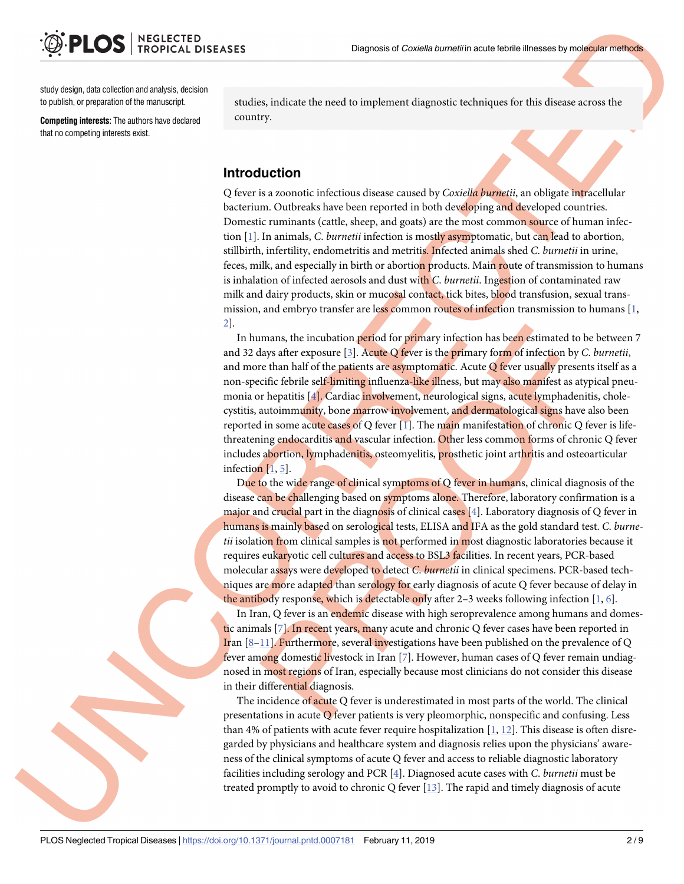study design, data collection and analysis, decision to publish, or preparation of the manuscript.

**Competing interests:** The authors have declared that no competing interests exist.

studies, indicate the need to implement diagnostic techniques for this disease across the country.

## Introduction

Q fever is a zoonotic infectious disease caused by *Coxiella burnetii*, an obligate intracellular bacterium. Outbreaks have been reported in both developing and developed countries. Domestic ruminants (cattle, sheep, and goats) are the most common source of human infection [1]. In animals, *C. burnetii* infection is mostly asymptomatic, but can lead to abortion, stillbirth, infertility, endometritis and metritis. Infected animals shed *C. burnetii* in urine, feces, milk, and especially in birth or abortion products. Main route of transmission to humans is inhalation of infected aerosols and dust with *C. burnetii*. Ingestion of contaminated raw milk and dairy products, skin or mucosal contact, tick bites, blood transfusion, sexual transmission, and embryo transfer are less common routes of infection transmission to humans [1, 2].

In humans, the incubation period for primary infection has been estimated to be between 7 and 32 days after exposure [3]. Acute Q fever is the primary form of infection by *C. burnetii*, and more than half of the patients are asymptomatic. Acute Q fever usually presents itself as a non-specific febrile self-limiting influenza-like illness, but may also manifest as atypical pneumonia or hepatitis [4]. Cardiac involvement, neurological signs, acute lymphadenitis, cholecystitis, autoimmunity, bone marrow involvement, and dermatological signs have also been reported in some acute cases of Q fever [1]. The main manifestation of chronic Q fever is life-threatening endocarditis and vascular infection. Other less common forms of chronic Q fever includes abortion, lymphadenitis, osteomyelitis, prosthetic joint arthritis and osteoarticular infection [1, 5].

Due to the wide range of clinical symptoms of Q fever in humans, clinical diagnosis of the disease can be challenging based on symptoms alone. Therefore, laboratory confirmation is a major and crucial part in the diagnosis of clinical cases [4]. Laboratory diagnosis of Q fever in humans is mainly based on serological tests, ELISA and IFA as the gold standard test. *C. burnetii* isolation from clinical samples is not performed in most diagnostic laboratories because it requires eukaryotic cell cultures and access to BSL3 facilities. In recent years, PCR-based molecular assays were developed to detect *C. burnetii* in clinical specimens. PCR-based techniques are more adapted than serology for early diagnosis of acute Q fever because of delay in the antibody response, which is detectable only after 2–3 weeks following infection [1, 6].

In Iran, Q fever is an endemic disease with high seroprevalence among humans and domestic animals [7]. In recent years, many acute and chronic Q fever cases have been reported in Iran [8–11]. Furthermore, several investigations have been published on the prevalence of Q fever among domestic livestock in Iran [7]. However, human cases of Q fever remain undiagnosed in most regions of Iran, especially because most clinicians do not consider this disease in their differential diagnosis.

The incidence of acute Q fever is underestimated in most parts of the world. The clinical presentations in acute Q fever patients is very pleomorphic, nonspecific and confusing. Less than 4% of patients with acute fever require hospitalization [1, 12]. This disease is often disregarded by physicians and healthcare system and diagnosis relies upon the physicians' awareness of the clinical symptoms of acute Q fever and access to reliable diagnostic laboratory facilities including serology and PCR [4]. Diagnosed acute cases with *C. burnetii* must be treated promptly to avoid to chronic Q fever [13]. The rapid and timely diagnosis of acute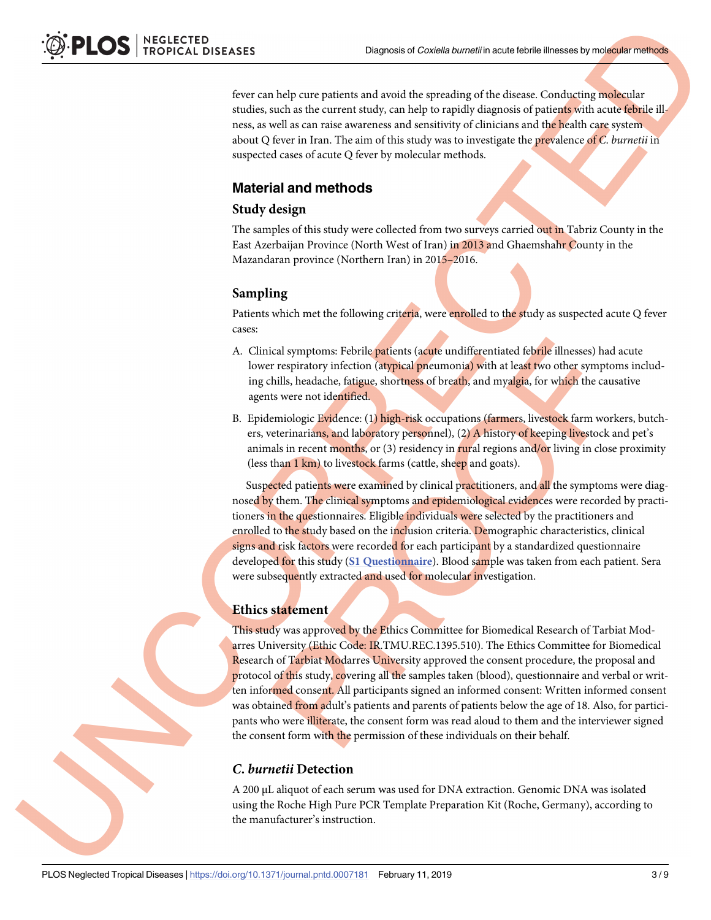fever can help cure patients and avoid the spreading of the disease. Conducting molecular studies, such as the current study, can help to rapidly diagnosis of patients with acute febrile illness, as well as can raise awareness and sensitivity of clinicians and the health care system about Q fever in Iran. The aim of this study was to investigate the prevalence of *C. burnetii* in suspected cases of acute Q fever by molecular methods.

## Material and methods

### Study design

The samples of this study were collected from two surveys carried out in Tabriz County in the East Azerbaijan Province (North West of Iran) in 2013 and Ghaemshahr County in the Mazandaran province (Northern Iran) in 2015–2016.

### Sampling

Patients which met the following criteria, were enrolled to the study as suspected acute Q fever cases:

A. Clinical symptoms: Febrile patients (acute undifferentiated febrile illnesses) had acute lower respiratory infection (atypical pneumonia) with at least two other symptoms including chills, headache, fatigue, shortness of breath, and myalgia, for which the causative agents were not identified.

B. Epidemiologic Evidence: (1) high-risk occupations (farmers, livestock farm workers, butchers, veterinarians, and laboratory personnel), (2) A history of keeping livestock and pet's animals in recent months, or (3) residency in rural regions and/or living in close proximity (less than 1 km) to livestock farms (cattle, sheep and goats).

Suspected patients were examined by clinical practitioners, and all the symptoms were diagnosed by them. The clinical symptoms and epidemiological evidences were recorded by practitioners in the questionnaires. Eligible individuals were selected by the practitioners and enrolled to the study based on the inclusion criteria. Demographic characteristics, clinical signs and risk factors were recorded for each participant by a standardized questionnaire developed for this study (**S1 Questionnaire**). Blood sample was taken from each patient. Sera were subsequently extracted and used for molecular investigation.

### Ethics statement

This study was approved by the Ethics Committee for Biomedical Research of Tarbiat Modarres University (Ethic Code: IR.TMU.REC.1395.510). The Ethics Committee for Biomedical Research of Tarbiat Modarres University approved the consent procedure, the proposal and protocol of this study, covering all the samples taken (blood), questionnaire and verbal or written informed consent. All participants signed an informed consent: Written informed consent was obtained from adult's patients and parents of patients below the age of 18. Also, for participants who were illiterate, the consent form was read aloud to them and the interviewer signed the consent form with the permission of these individuals on their behalf.

### *C. burnetii* Detection

A 200 μL aliquot of each serum was used for DNA extraction. Genomic DNA was isolated using the Roche High Pure PCR Template Preparation Kit (Roche, Germany), according to the manufacturer's instruction.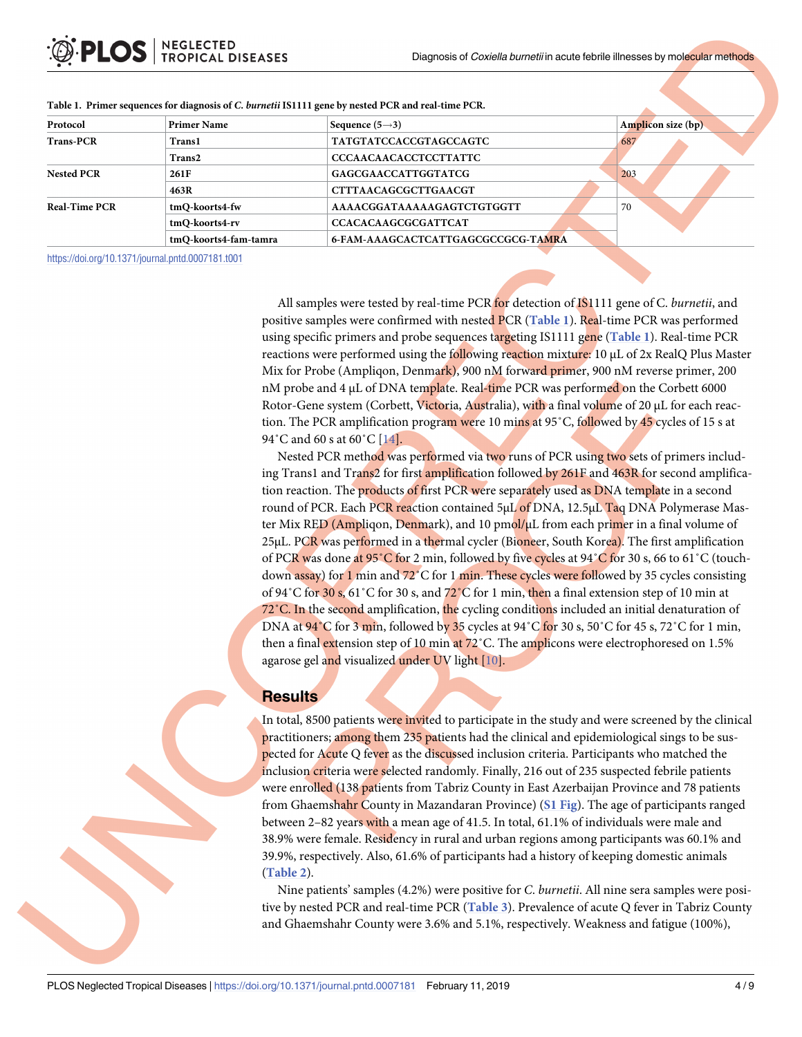**Table 1. Primer sequences for diagnosis of *C. burnetii* IS1111 gene by nested PCR and real-time PCR.**

| Protocol | Primer Name | Sequence (5→3) | Amplicon size (bp) |
|---|---|---|---|
| Trans-PCR | Trans1 | TATGTATCCACCGTAGCCAGTC | 687 |
| | Trans2 | CCCAACAACACCTCCTTATTC | |
| Nested PCR | 261F | GAGCGAACCATTGGTATCG | 203 |
| | 463R | CTTTAACAGCGCTTGAACGT | |
| Real-Time PCR | tmQ-koorts4-fw | AAAACGGATAAAAAGAGTCTGTGGTT | 70 |
| | tmQ-koorts4-rv | CCACACAAGCGCGATTCAT | |
| | tmQ-koorts4-fam-tamra | 6-FAM-AAAGCACTCATTGAGCGCCGCG-TAMRA | |

https://doi.org/10.1371/journal.pntd.0007181.t001

All samples were tested by real-time PCR for detection of IS1111 gene of C. *burnetii*, and positive samples were confirmed with nested PCR (Table 1). Real-time PCR was performed using specific primers and probe sequences targeting IS1111 gene (Table 1). Real-time PCR reactions were performed using the following reaction mixture: 10 μL of 2x RealQ Plus Master Mix for Probe (Ampliqon, Denmark), 900 nM forward primer, 900 nM reverse primer, 200 nM probe and 4 μL of DNA template. Real-time PCR was performed on the Corbett 6000 Rotor-Gene system (Corbett, Victoria, Australia), with a final volume of 20 μL for each reaction. The PCR amplification program were 10 mins at 95˚C, followed by 45 cycles of 15 s at 94˚C and 60 s at 60˚C [14].

Nested PCR method was performed via two runs of PCR using two sets of primers including Trans1 and Trans2 for first amplification followed by 261F and 463R for second amplification reaction. The products of first PCR were separately used as DNA template in a second round of PCR. Each PCR reaction contained 5μL of DNA, 12.5μL Taq DNA Polymerase Master Mix RED (Ampliqon, Denmark), and 10 pmol/μL from each primer in a final volume of 25μL. PCR was performed in a thermal cycler (Bioneer, South Korea). The first amplification of PCR was done at 95˚C for 2 min, followed by five cycles at 94˚C for 30 s, 66 to 61˚C (touch-down assay) for 1 min and 72˚C for 1 min. These cycles were followed by 35 cycles consisting of 94˚C for 30 s, 61˚C for 30 s, and 72˚C for 1 min, then a final extension step of 10 min at 72˚C. In the second amplification, the cycling conditions included an initial denaturation of DNA at 94˚C for 3 min, followed by 35 cycles at 94˚C for 30 s, 50˚C for 45 s, 72˚C for 1 min, then a final extension step of 10 min at 72˚C. The amplicons were electrophoresed on 1.5% agarose gel and visualized under UV light [10].

## Results

In total, 8500 patients were invited to participate in the study and were screened by the clinical practitioners; among them 235 patients had the clinical and epidemiological sings to be suspected for Acute Q fever as the discussed inclusion criteria. Participants who matched the inclusion criteria were selected randomly. Finally, 216 out of 235 suspected febrile patients were enrolled (138 patients from Tabriz County in East Azerbaijan Province and 78 patients from Ghaemshahr County in Mazandaran Province) (S1 Fig). The age of participants ranged between 2–82 years with a mean age of 41.5. In total, 61.1% of individuals were male and 38.9% were female. Residency in rural and urban regions among participants was 60.1% and 39.9%, respectively. Also, 61.6% of participants had a history of keeping domestic animals (Table 2).

Nine patients' samples (4.2%) were positive for *C. burnetii*. All nine sera samples were positive by nested PCR and real-time PCR (Table 3). Prevalence of acute Q fever in Tabriz County and Ghaemshahr County were 3.6% and 5.1%, respectively. Weakness and fatigue (100%),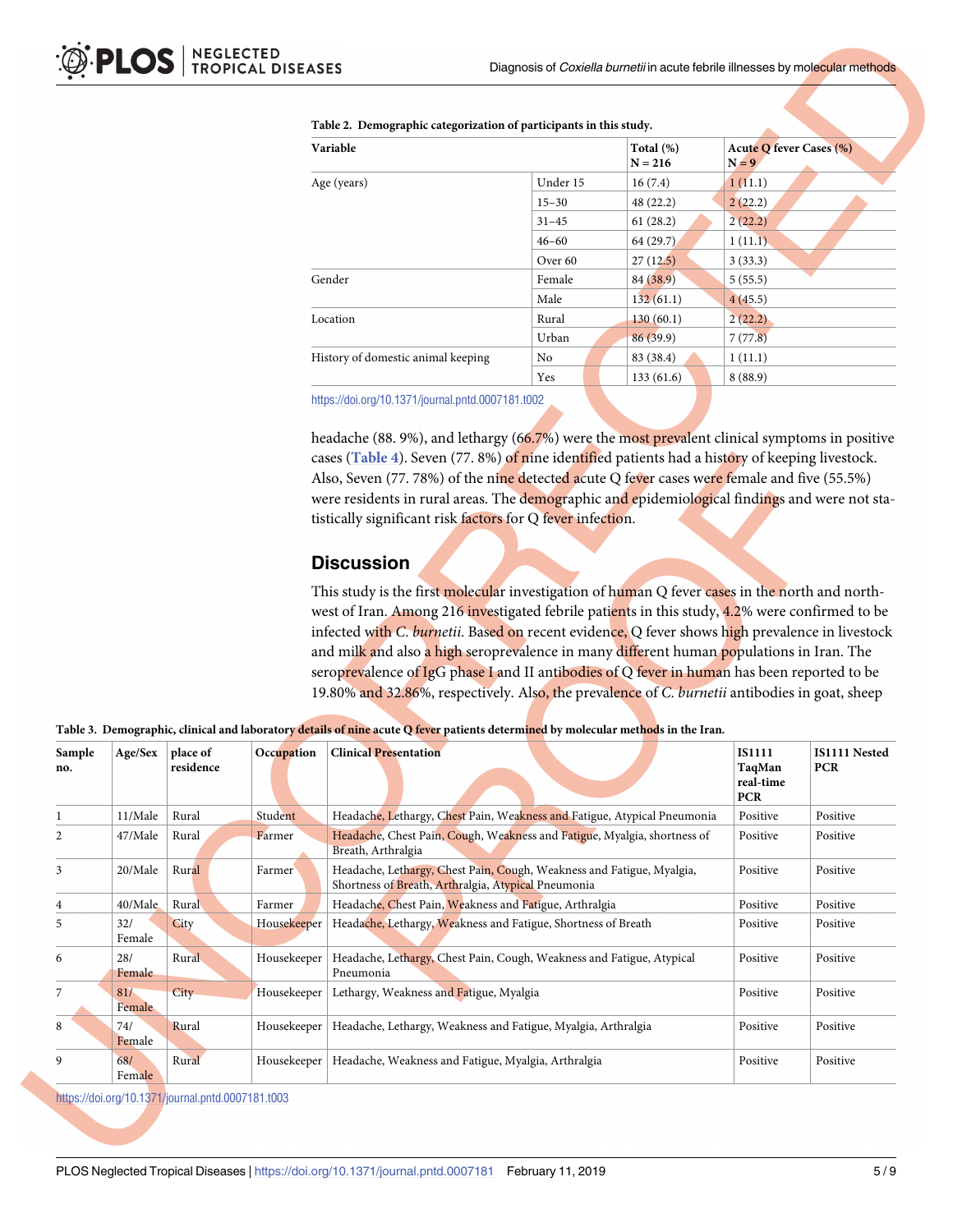**Table 2. Demographic categorization of participants in this study.**

| Variable | | Total (%) N = 216 | Acute Q fever Cases (%) N = 9 |
|---|---|---|---|
| Age (years) | Under 15 | 16 (7.4) | 1 (11.1) |
| | 15–30 | 48 (22.2) | 2 (22.2) |
| | 31–45 | 61 (28.2) | 2 (22.2) |
| | 46–60 | 64 (29.7) | 1 (11.1) |
| | Over 60 | 27 (12.5) | 3 (33.3) |
| Gender | Female | 84 (38.9) | 5 (55.5) |
| | Male | 132 (61.1) | 4 (45.5) |
| Location | Rural | 130 (60.1) | 2 (22.2) |
| | Urban | 86 (39.9) | 7 (77.8) |
| History of domestic animal keeping | No | 83 (38.4) | 1 (11.1) |
| | Yes | 133 (61.6) | 8 (88.9) |

https://doi.org/10.1371/journal.pntd.0007181.t002

headache (88. 9%), and lethargy (66.7%) were the most prevalent clinical symptoms in positive cases (Table 4). Seven (77. 8%) of nine identified patients had a history of keeping livestock. Also, Seven (77. 78%) of the nine detected acute Q fever cases were female and five (55.5%) were residents in rural areas. The demographic and epidemiological findings and were not statistically significant risk factors for Q fever infection.

## Discussion

This study is the first molecular investigation of human Q fever cases in the north and northwest of Iran. Among 216 investigated febrile patients in this study, 4.2% were confirmed to be infected with *C. burnetii*. Based on recent evidence, Q fever shows high prevalence in livestock and milk and also a high seroprevalence in many different human populations in Iran. The seroprevalence of IgG phase I and II antibodies of Q fever in human has been reported to be 19.80% and 32.86%, respectively. Also, the prevalence of *C. burnetii* antibodies in goat, sheep

**Table 3. Demographic, clinical and laboratory details of nine acute Q fever patients determined by molecular methods in the Iran.**

| Sample no. | Age/Sex | place of residence | Occupation | Clinical Presentation | IS1111 TaqMan real-time PCR | IS1111 Nested PCR |
|---|---|---|---|---|---|---|
| 1 | 11/Male | Rural | Student | Headache, Lethargy, Chest Pain, Weakness and Fatigue, Atypical Pneumonia | Positive | Positive |
| 2 | 47/Male | Rural | Farmer | Headache, Chest Pain, Cough, Weakness and Fatigue, Myalgia, shortness of Breath, Arthralgia | Positive | Positive |
| 3 | 20/Male | Rural | Farmer | Headache, Lethargy, Chest Pain, Cough, Weakness and Fatigue, Myalgia, Shortness of Breath, Arthralgia, Atypical Pneumonia | Positive | Positive |
| 4 | 40/Male | Rural | Farmer | Headache, Chest Pain, Weakness and Fatigue, Arthralgia | Positive | Positive |
| 5 | 32/Female | City | Housekeeper | Headache, Lethargy, Weakness and Fatigue, Shortness of Breath | Positive | Positive |
| 6 | 28/Female | Rural | Housekeeper | Headache, Lethargy, Chest Pain, Cough, Weakness and Fatigue, Atypical Pneumonia | Positive | Positive |
| 7 | 81/Female | City | Housekeeper | Lethargy, Weakness and Fatigue, Myalgia | Positive | Positive |
| 8 | 74/Female | Rural | Housekeeper | Headache, Lethargy, Weakness and Fatigue, Myalgia, Arthralgia | Positive | Positive |
| 9 | 68/Female | Rural | Housekeeper | Headache, Weakness and Fatigue, Myalgia, Arthralgia | Positive | Positive |

https://doi.org/10.1371/journal.pntd.0007181.t003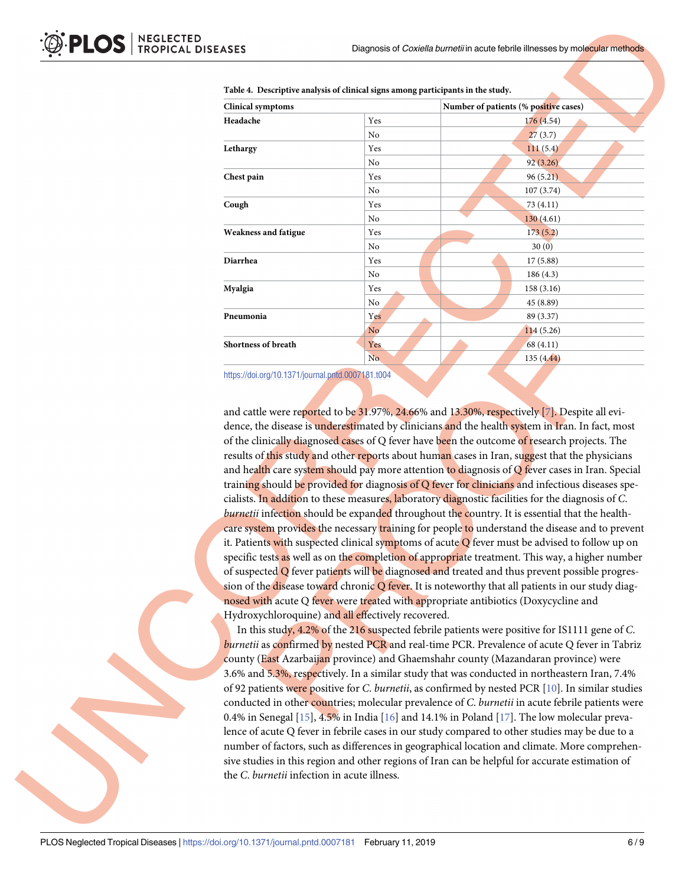**Table 4. Descriptive analysis of clinical signs among participants in the study.**

| Clinical symptoms | | Number of patients (% positive cases) |
|---|---|---|
| **Headache** | Yes | 176 (4.54) |
| | No | 27 (3.7) |
| **Lethargy** | Yes | 111 (5.4) |
| | No | 92 (3.26) |
| **Chest pain** | Yes | 96 (5.21) |
| | No | 107 (3.74) |
| **Cough** | Yes | 73 (4.11) |
| | No | 130 (4.61) |
| **Weakness and fatigue** | Yes | 173 (5.2) |
| | No | 30 (0) |
| **Diarrhea** | Yes | 17 (5.88) |
| | No | 186 (4.3) |
| **Myalgia** | Yes | 158 (3.16) |
| | No | 45 (8.89) |
| **Pneumonia** | Yes | 89 (3.37) |
| | No | 114 (5.26) |
| **Shortness of breath** | Yes | 68 (4.11) |
| | No | 135 (4.44) |

https://doi.org/10.1371/journal.pntd.0007181.t004

and cattle were reported to be 31.97%, 24.66% and 13.30%, respectively [7]. Despite all evidence, the disease is underestimated by clinicians and the health system in Iran. In fact, most of the clinically diagnosed cases of Q fever have been the outcome of research projects. The results of this study and other reports about human cases in Iran, suggest that the physicians and health care system should pay more attention to diagnosis of Q fever cases in Iran. Special training should be provided for diagnosis of Q fever for clinicians and infectious diseases specialists. In addition to these measures, laboratory diagnostic facilities for the diagnosis of *C. burnetii* infection should be expanded throughout the country. It is essential that the health-care system provides the necessary training for people to understand the disease and to prevent it. Patients with suspected clinical symptoms of acute Q fever must be advised to follow up on specific tests as well as on the completion of appropriate treatment. This way, a higher number of suspected Q fever patients will be diagnosed and treated and thus prevent possible progression of the disease toward chronic Q fever. It is noteworthy that all patients in our study diagnosed with acute Q fever were treated with appropriate antibiotics (Doxycycline and Hydroxychloroquine) and all effectively recovered.

In this study, 4.2% of the 216 suspected febrile patients were positive for IS1111 gene of *C. burnetii* as confirmed by nested PCR and real-time PCR. Prevalence of acute Q fever in Tabriz county (East Azarbaijan province) and Ghaemshahr county (Mazandaran province) were 3.6% and 5.3%, respectively. In a similar study that was conducted in northeastern Iran, 7.4% of 92 patients were positive for *C. burnetii*, as confirmed by nested PCR [10]. In similar studies conducted in other countries; molecular prevalence of *C. burnetii* in acute febrile patients were 0.4% in Senegal [15], 4.5% in India [16] and 14.1% in Poland [17]. The low molecular prevalence of acute Q fever in febrile cases in our study compared to other studies may be due to a number of factors, such as differences in geographical location and climate. More comprehensive studies in this region and other regions of Iran can be helpful for accurate estimation of the *C. burnetii* infection in acute illness.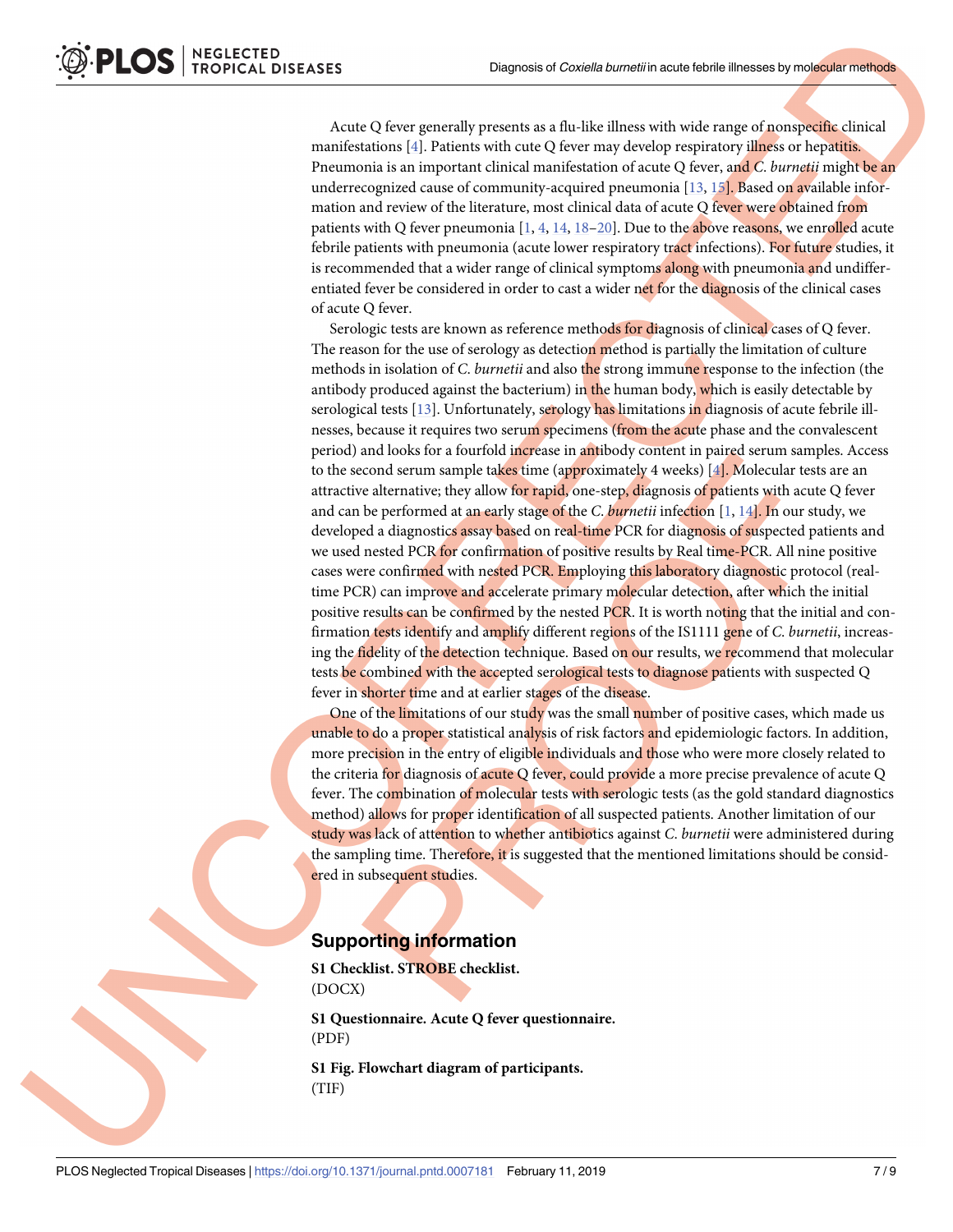Acute Q fever generally presents as a flu-like illness with wide range of nonspecific clinical manifestations [4]. Patients with cute Q fever may develop respiratory illness or hepatitis. Pneumonia is an important clinical manifestation of acute Q fever, and *C. burnetii* might be an underrecognized cause of community-acquired pneumonia [13, 15]. Based on available information and review of the literature, most clinical data of acute Q fever were obtained from patients with Q fever pneumonia [1, 4, 14, 18–20]. Due to the above reasons, we enrolled acute febrile patients with pneumonia (acute lower respiratory tract infections). For future studies, it is recommended that a wider range of clinical symptoms along with pneumonia and undifferentiated fever be considered in order to cast a wider net for the diagnosis of the clinical cases of acute Q fever.

Serologic tests are known as reference methods for diagnosis of clinical cases of Q fever. The reason for the use of serology as detection method is partially the limitation of culture methods in isolation of *C. burnetii* and also the strong immune response to the infection (the antibody produced against the bacterium) in the human body, which is easily detectable by serological tests [13]. Unfortunately, serology has limitations in diagnosis of acute febrile illnesses, because it requires two serum specimens (from the acute phase and the convalescent period) and looks for a fourfold increase in antibody content in paired serum samples. Access to the second serum sample takes time (approximately 4 weeks) [4]. Molecular tests are an attractive alternative; they allow for rapid, one-step, diagnosis of patients with acute Q fever and can be performed at an early stage of the *C. burnetii* infection [1, 14]. In our study, we developed a diagnostics assay based on real-time PCR for diagnosis of suspected patients and we used nested PCR for confirmation of positive results by Real time-PCR. All nine positive cases were confirmed with nested PCR. Employing this laboratory diagnostic protocol (real-time PCR) can improve and accelerate primary molecular detection, after which the initial positive results can be confirmed by the nested PCR. It is worth noting that the initial and confirmation tests identify and amplify different regions of the IS1111 gene of *C. burnetii*, increasing the fidelity of the detection technique. Based on our results, we recommend that molecular tests be combined with the accepted serological tests to diagnose patients with suspected Q fever in shorter time and at earlier stages of the disease.

One of the limitations of our study was the small number of positive cases, which made us unable to do a proper statistical analysis of risk factors and epidemiologic factors. In addition, more precision in the entry of eligible individuals and those who were more closely related to the criteria for diagnosis of acute Q fever, could provide a more precise prevalence of acute Q fever. The combination of molecular tests with serologic tests (as the gold standard diagnostics method) allows for proper identification of all suspected patients. Another limitation of our study was lack of attention to whether antibiotics against *C. burnetii* were administered during the sampling time. Therefore, it is suggested that the mentioned limitations should be considered in subsequent studies.

## Supporting information

**S1 Checklist. STROBE checklist.**
(DOCX)

**S1 Questionnaire. Acute Q fever questionnaire.**
(PDF)

**S1 Fig. Flowchart diagram of participants.**
(TIF)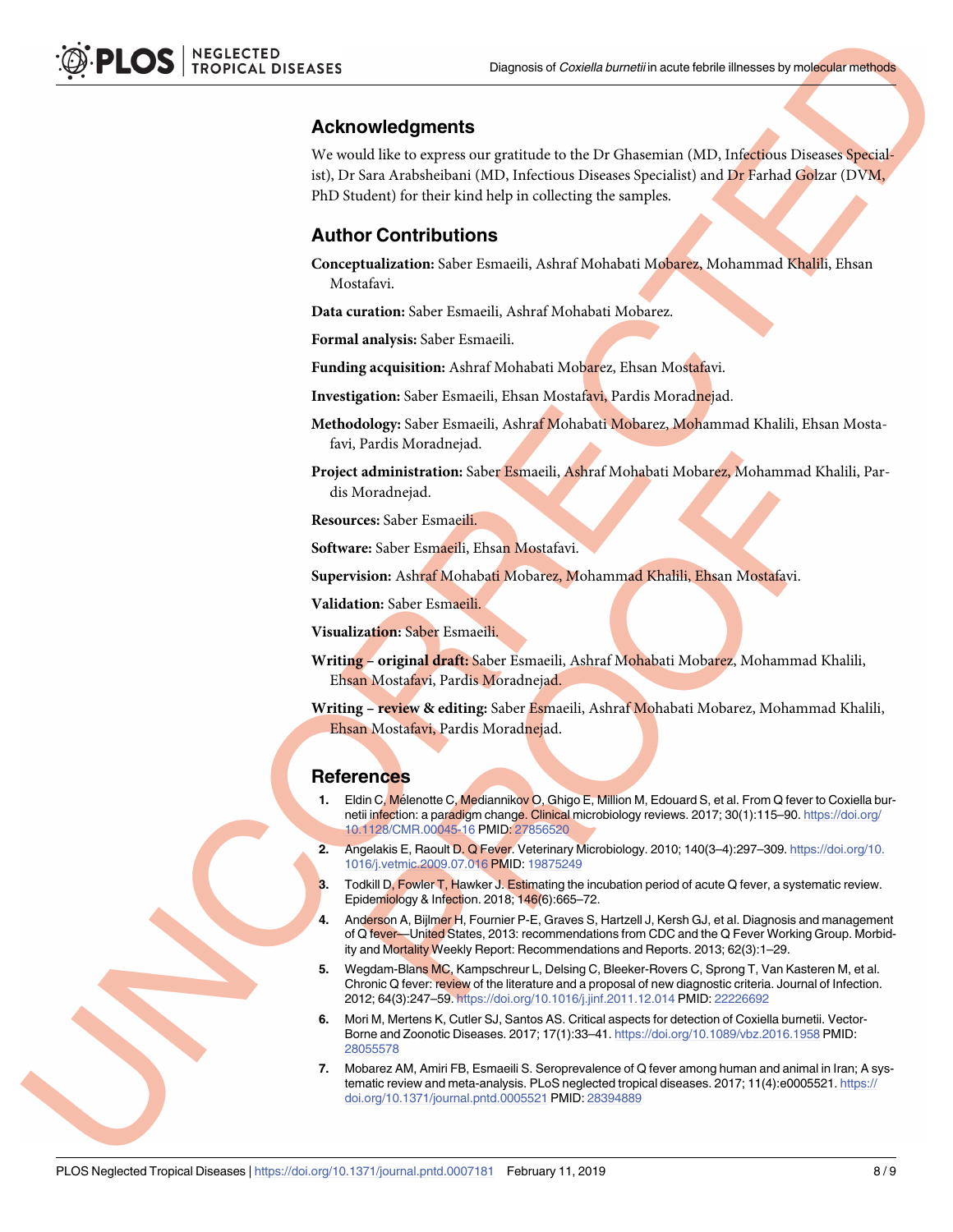## Acknowledgments

We would like to express our gratitude to the Dr Ghasemian (MD, Infectious Diseases Specialist), Dr Sara Arabsheibani (MD, Infectious Diseases Specialist) and Dr Farhad Golzar (DVM, PhD Student) for their kind help in collecting the samples.

## Author Contributions

**Conceptualization:** Saber Esmaeili, Ashraf Mohabati Mobarez, Mohammad Khalili, Ehsan Mostafavi.

**Data curation:** Saber Esmaeili, Ashraf Mohabati Mobarez.

**Formal analysis:** Saber Esmaeili.

**Funding acquisition:** Ashraf Mohabati Mobarez, Ehsan Mostafavi.

**Investigation:** Saber Esmaeili, Ehsan Mostafavi, Pardis Moradnejad.

**Methodology:** Saber Esmaeili, Ashraf Mohabati Mobarez, Mohammad Khalili, Ehsan Mostafavi, Pardis Moradnejad.

**Project administration:** Saber Esmaeili, Ashraf Mohabati Mobarez, Mohammad Khalili, Pardis Moradnejad.

**Resources:** Saber Esmaeili.

**Software:** Saber Esmaeili, Ehsan Mostafavi.

**Supervision:** Ashraf Mohabati Mobarez, Mohammad Khalili, Ehsan Mostafavi.

**Validation:** Saber Esmaeili.

**Visualization:** Saber Esmaeili.

**Writing – original draft:** Saber Esmaeili, Ashraf Mohabati Mobarez, Mohammad Khalili, Ehsan Mostafavi, Pardis Moradnejad.

**Writing – review & editing:** Saber Esmaeili, Ashraf Mohabati Mobarez, Mohammad Khalili, Ehsan Mostafavi, Pardis Moradnejad.

## References

1. Eldin C, Mélenotte C, Mediannikov O, Ghigo E, Million M, Edouard S, et al. From Q fever to Coxiella burnetii infection: a paradigm change. Clinical microbiology reviews. 2017; 30(1):115–90. https://doi.org/10.1128/CMR.00045-16 PMID: 27856520
2. Angelakis E, Raoult D. Q Fever. Veterinary Microbiology. 2010; 140(3–4):297–309. https://doi.org/10.1016/j.vetmic.2009.07.016 PMID: 19875249
3. Todkill D, Fowler T, Hawker J. Estimating the incubation period of acute Q fever, a systematic review. Epidemiology & Infection. 2018; 146(6):665–72.
4. Anderson A, Bijlmer H, Fournier P-E, Graves S, Hartzell J, Kersh GJ, et al. Diagnosis and management of Q fever—United States, 2013: recommendations from CDC and the Q Fever Working Group. Morbidity and Mortality Weekly Report: Recommendations and Reports. 2013; 62(3):1–29.
5. Wegdam-Blans MC, Kampschreur L, Delsing C, Bleeker-Rovers C, Sprong T, Van Kasteren M, et al. Chronic Q fever: review of the literature and a proposal of new diagnostic criteria. Journal of Infection. 2012; 64(3):247–59. https://doi.org/10.1016/j.jinf.2011.12.014 PMID: 22226692
6. Mori M, Mertens K, Cutler SJ, Santos AS. Critical aspects for detection of Coxiella burnetii. Vector-Borne and Zoonotic Diseases. 2017; 17(1):33–41. https://doi.org/10.1089/vbz.2016.1958 PMID: 28055578
7. Mobarez AM, Amiri FB, Esmaeili S. Seroprevalence of Q fever among human and animal in Iran; A systematic review and meta-analysis. PLoS neglected tropical diseases. 2017; 11(4):e0005521. https://doi.org/10.1371/journal.pntd.0005521 PMID: 28394889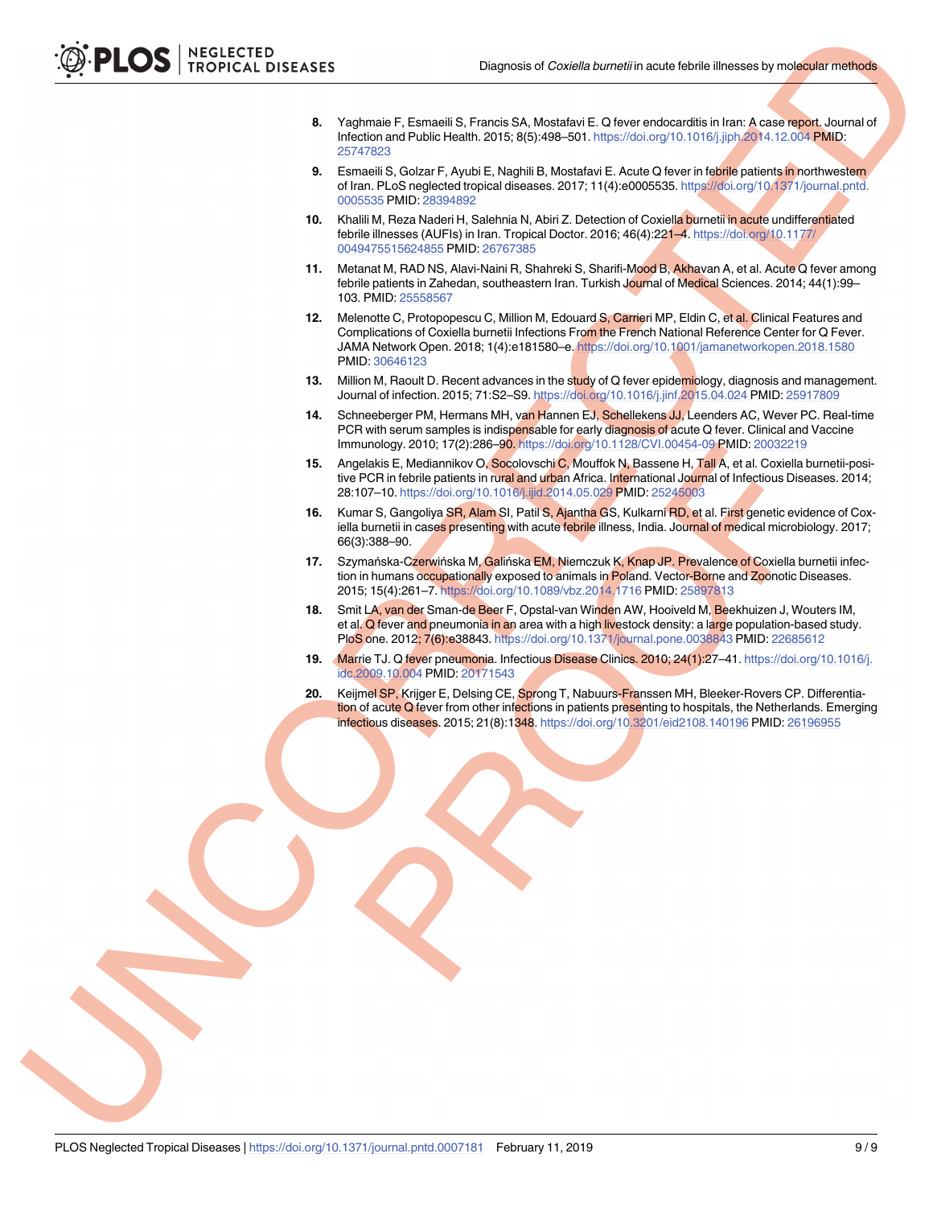8. Yaghmaie F, Esmaeili S, Francis SA, Mostafavi E. Q fever endocarditis in Iran: A case report. Journal of Infection and Public Health. 2015; 8(5):498–501. https://doi.org/10.1016/j.jiph.2014.12.004 PMID: 25747823

9. Esmaeili S, Golzar F, Ayubi E, Naghili B, Mostafavi E. Acute Q fever in febrile patients in northwestern of Iran. PLoS neglected tropical diseases. 2017; 11(4):e0005535. https://doi.org/10.1371/journal.pntd.0005535 PMID: 28394892

10. Khalili M, Reza Naderi H, Salehnia N, Abiri Z. Detection of Coxiella burnetii in acute undifferentiated febrile illnesses (AUFIs) in Iran. Tropical Doctor. 2016; 46(4):221–4. https://doi.org/10.1177/0049475515624855 PMID: 26767385

11. Metanat M, RAD NS, Alavi-Naini R, Shahreki S, Sharifi-Mood B, Akhavan A, et al. Acute Q fever among febrile patients in Zahedan, southeastern Iran. Turkish Journal of Medical Sciences. 2014; 44(1):99–103. PMID: 25558567

12. Melenotte C, Protopopescu C, Million M, Edouard S, Carrieri MP, Eldin C, et al. Clinical Features and Complications of Coxiella burnetii Infections From the French National Reference Center for Q Fever. JAMA Network Open. 2018; 1(4):e181580–e. https://doi.org/10.1001/jamanetworkopen.2018.1580 PMID: 30646123

13. Million M, Raoult D. Recent advances in the study of Q fever epidemiology, diagnosis and management. Journal of infection. 2015; 71:S2–S9. https://doi.org/10.1016/j.jinf.2015.04.024 PMID: 25917809

14. Schneeberger PM, Hermans MH, van Hannen EJ, Schellekens JJ, Leenders AC, Wever PC. Real-time PCR with serum samples is indispensable for early diagnosis of acute Q fever. Clinical and Vaccine Immunology. 2010; 17(2):286–90. https://doi.org/10.1128/CVI.00454-09 PMID: 20032219

15. Angelakis E, Mediannikov O, Socolovschi C, Mouffok N, Bassene H, Tall A, et al. Coxiella burnetii-positive PCR in febrile patients in rural and urban Africa. International Journal of Infectious Diseases. 2014; 28:107–10. https://doi.org/10.1016/j.ijid.2014.05.029 PMID: 25245003

16. Kumar S, Gangoliya SR, Alam SI, Patil S, Ajantha GS, Kulkarni RD, et al. First genetic evidence of Coxiella burnetii in cases presenting with acute febrile illness, India. Journal of medical microbiology. 2017; 66(3):388–90.

17. Szymańska-Czerwińska M, Galińska EM, Niemczuk K, Knap JP. Prevalence of Coxiella burnetii infection in humans occupationally exposed to animals in Poland. Vector-Borne and Zoonotic Diseases. 2015; 15(4):261–7. https://doi.org/10.1089/vbz.2014.1716 PMID: 25897813

18. Smit LA, van der Sman-de Beer F, Opstal-van Winden AW, Hooiveld M, Beekhuizen J, Wouters IM, et al. Q fever and pneumonia in an area with a high livestock density: a large population-based study. PloS one. 2012; 7(6):e38843. https://doi.org/10.1371/journal.pone.0038843 PMID: 22685612

19. Marrie TJ. Q fever pneumonia. Infectious Disease Clinics. 2010; 24(1):27–41. https://doi.org/10.1016/j.idc.2009.10.004 PMID: 20171543

20. Keijmel SP, Krijger E, Delsing CE, Sprong T, Nabuurs-Franssen MH, Bleeker-Rovers CP. Differentiation of acute Q fever from other infections in patients presenting to hospitals, the Netherlands. Emerging infectious diseases. 2015; 21(8):1348. https://doi.org/10.3201/eid2108.140196 PMID: 26196955